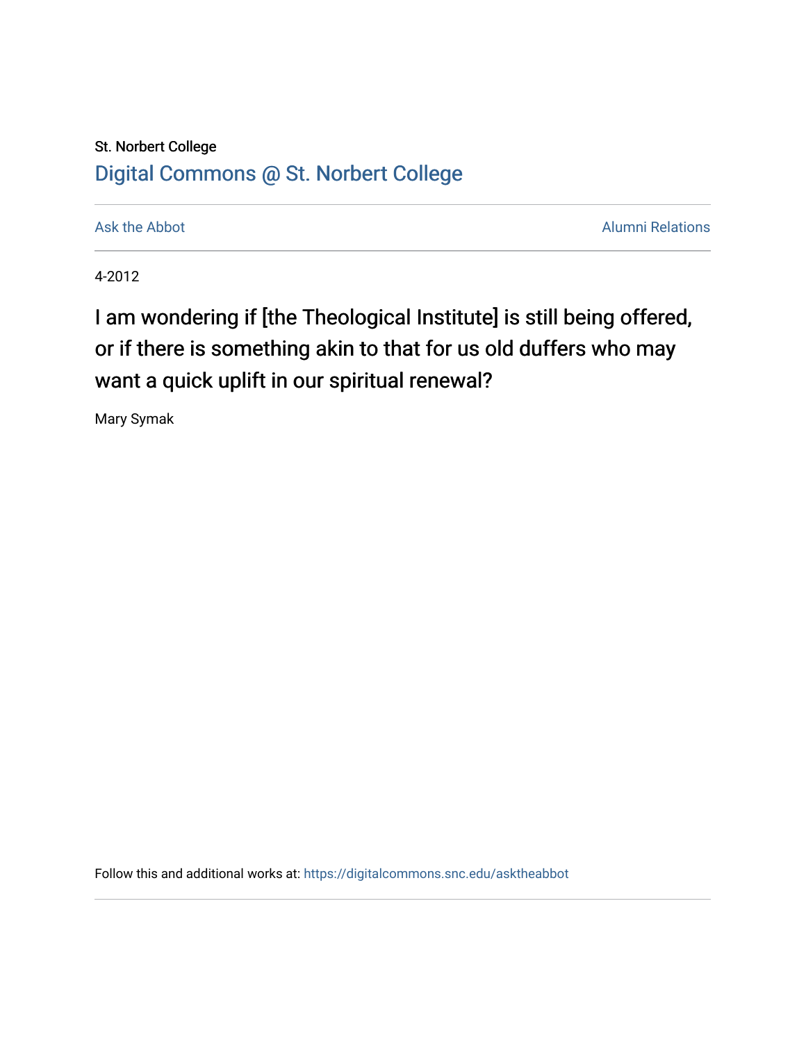St. Norbert College

# Digital Commons @ St. Norbert College

Ask the Abbot | Alumni Relations

4-2012

## I am wondering if [the Theological Institute] is still being offered, or if there is something akin to that for us old duffers who may want a quick uplift in our spiritual renewal?

Mary Symak

Follow this and additional works at: https://digitalcommons.snc.edu/asktheabbot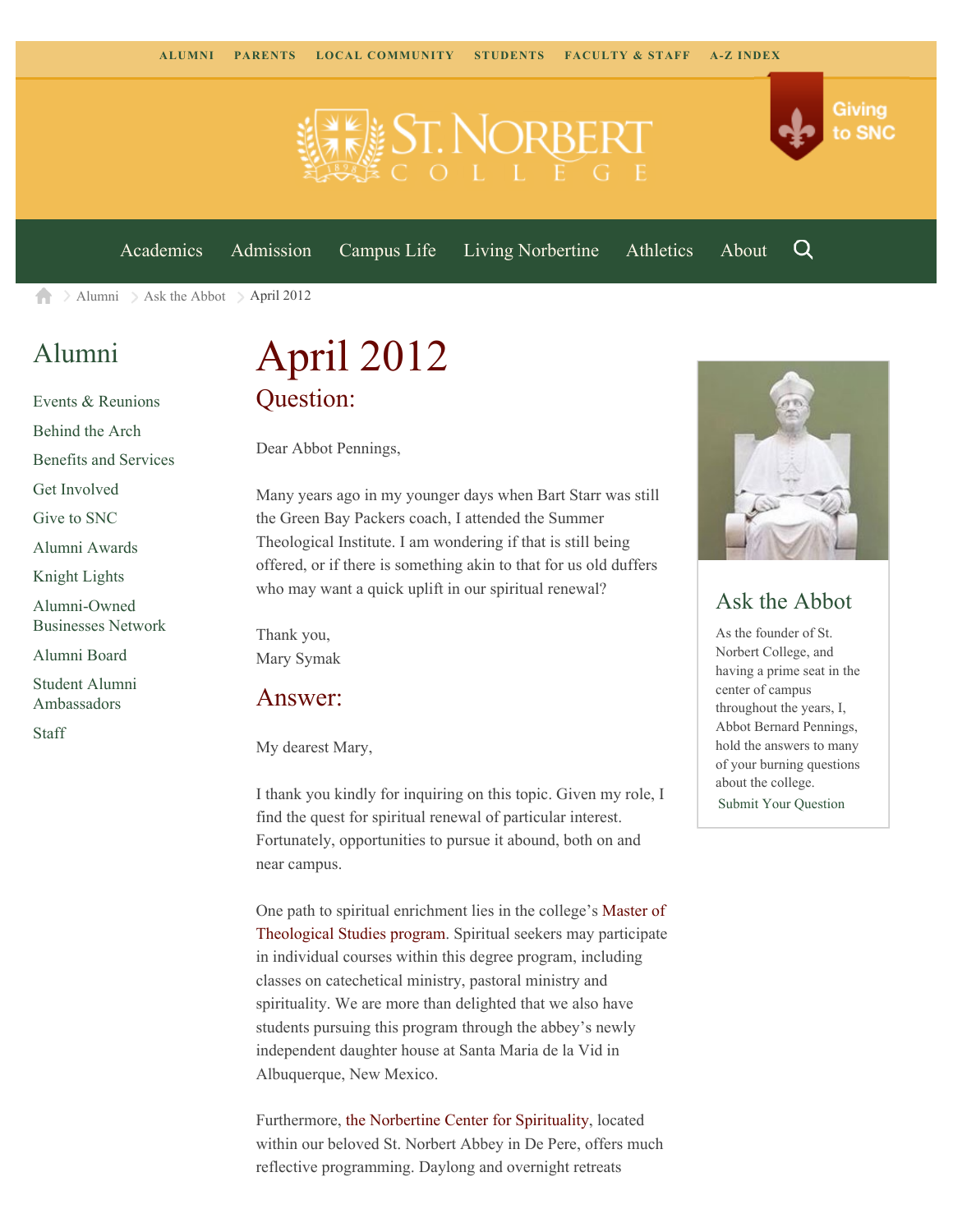ALUMNI PARENTS LOCAL COMMUNITY STUDENTS FACULTY & STAFF A-Z INDEX

Giving to SNC

Academics Admission Campus Life Living Norbertine Athletics About

Alumni > Ask the Abbot > April 2012

## Alumni

- Events & Reunions
- Behind the Arch
- Benefits and Services
- Get Involved
- Give to SNC
- Alumni Awards
- Knight Lights
- Alumni-Owned Businesses Network
- Alumni Board
- Student Alumni Ambassadors
- Staff

# April 2012

## Question:

Dear Abbot Pennings,

Many years ago in my younger days when Bart Starr was still the Green Bay Packers coach, I attended the Summer Theological Institute. I am wondering if that is still being offered, or if there is something akin to that for us old duffers who may want a quick uplift in our spiritual renewal?

Thank you,
Mary Symak

## Answer:

My dearest Mary,

I thank you kindly for inquiring on this topic. Given my role, I find the quest for spiritual renewal of particular interest. Fortunately, opportunities to pursue it abound, both on and near campus.

One path to spiritual enrichment lies in the college's Master of Theological Studies program. Spiritual seekers may participate in individual courses within this degree program, including classes on catechetical ministry, pastoral ministry and spirituality. We are more than delighted that we also have students pursuing this program through the abbey's newly independent daughter house at Santa Maria de la Vid in Albuquerque, New Mexico.

Furthermore, the Norbertine Center for Spirituality, located within our beloved St. Norbert Abbey in De Pere, offers much reflective programming. Daylong and overnight retreats

## Ask the Abbot

As the founder of St. Norbert College, and having a prime seat in the center of campus throughout the years, I, Abbot Bernard Pennings, hold the answers to many of your burning questions about the college.

Submit Your Question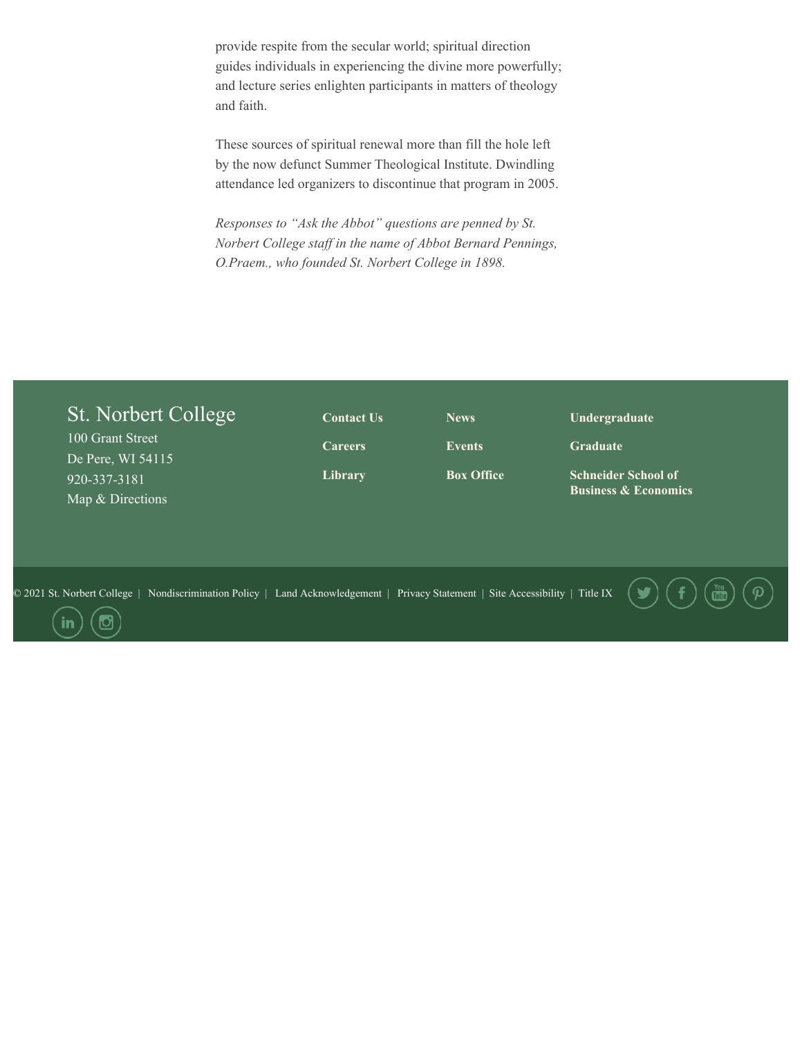provide respite from the secular world; spiritual direction guides individuals in experiencing the divine more powerfully; and lecture series enlighten participants in matters of theology and faith.

These sources of spiritual renewal more than fill the hole left by the now defunct Summer Theological Institute. Dwindling attendance led organizers to discontinue that program in 2005.

*Responses to "Ask the Abbot" questions are penned by St. Norbert College staff in the name of Abbot Bernard Pennings, O.Praem., who founded St. Norbert College in 1898.*

St. Norbert College
100 Grant Street
De Pere, WI 54115
920-337-3181
Map & Directions

**Contact Us**
**Careers**
**Library**

**News**
**Events**
**Box Office**

**Undergraduate**
**Graduate**
**Schneider School of Business & Economics**

© 2021 St. Norbert College | Nondiscrimination Policy | Land Acknowledgement | Privacy Statement | Site Accessibility | Title IX